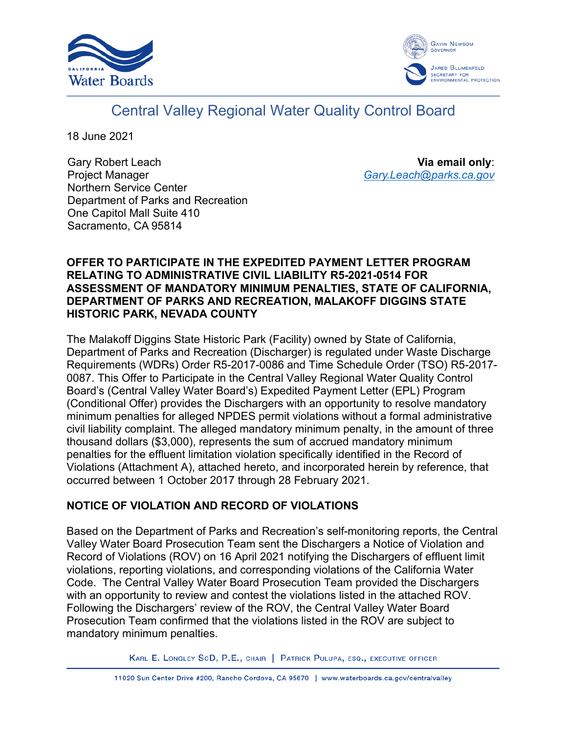# Central Valley Regional Water Quality Control Board

18 June 2021

Gary Robert Leach
Project Manager
Northern Service Center
Department of Parks and Recreation
One Capitol Mall Suite 410
Sacramento, CA 95814

**Via email only**: *Gary.Leach@parks.ca.gov*

**OFFER TO PARTICIPATE IN THE EXPEDITED PAYMENT LETTER PROGRAM RELATING TO ADMINISTRATIVE CIVIL LIABILITY R5-2021-0514 FOR ASSESSMENT OF MANDATORY MINIMUM PENALTIES, STATE OF CALIFORNIA, DEPARTMENT OF PARKS AND RECREATION, MALAKOFF DIGGINS STATE HISTORIC PARK, NEVADA COUNTY**

The Malakoff Diggins State Historic Park (Facility) owned by State of California, Department of Parks and Recreation (Discharger) is regulated under Waste Discharge Requirements (WDRs) Order R5-2017-0086 and Time Schedule Order (TSO) R5-2017-0087. This Offer to Participate in the Central Valley Regional Water Quality Control Board's (Central Valley Water Board's) Expedited Payment Letter (EPL) Program (Conditional Offer) provides the Dischargers with an opportunity to resolve mandatory minimum penalties for alleged NPDES permit violations without a formal administrative civil liability complaint. The alleged mandatory minimum penalty, in the amount of three thousand dollars ($3,000), represents the sum of accrued mandatory minimum penalties for the effluent limitation violation specifically identified in the Record of Violations (Attachment A), attached hereto, and incorporated herein by reference, that occurred between 1 October 2017 through 28 February 2021.

## NOTICE OF VIOLATION AND RECORD OF VIOLATIONS

Based on the Department of Parks and Recreation's self-monitoring reports, the Central Valley Water Board Prosecution Team sent the Dischargers a Notice of Violation and Record of Violations (ROV) on 16 April 2021 notifying the Dischargers of effluent limit violations, reporting violations, and corresponding violations of the California Water Code. The Central Valley Water Board Prosecution Team provided the Dischargers with an opportunity to review and contest the violations listed in the attached ROV. Following the Dischargers' review of the ROV, the Central Valley Water Board Prosecution Team confirmed that the violations listed in the ROV are subject to mandatory minimum penalties.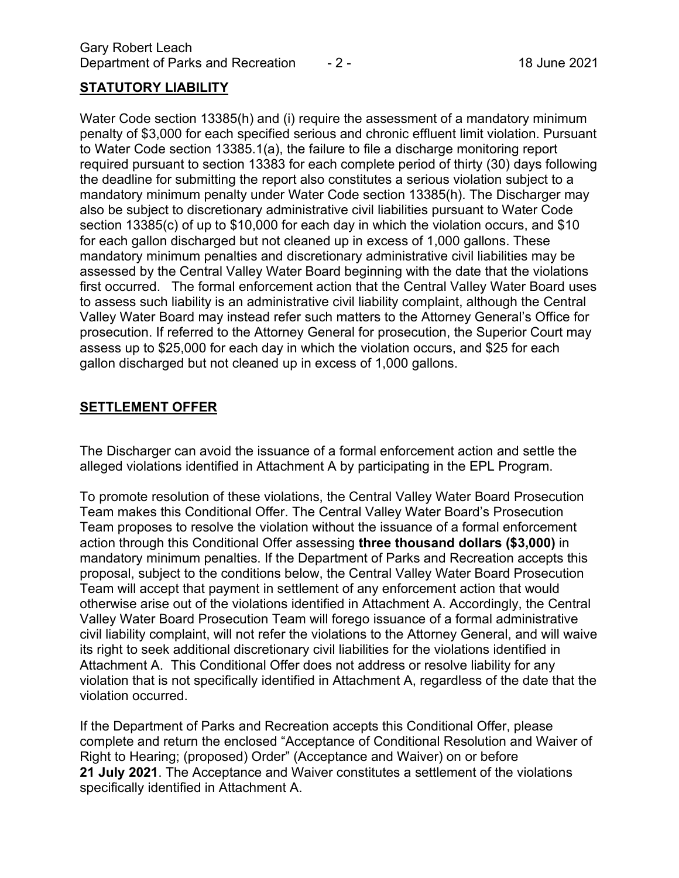## STATUTORY LIABILITY

Water Code section 13385(h) and (i) require the assessment of a mandatory minimum penalty of $3,000 for each specified serious and chronic effluent limit violation. Pursuant to Water Code section 13385.1(a), the failure to file a discharge monitoring report required pursuant to section 13383 for each complete period of thirty (30) days following the deadline for submitting the report also constitutes a serious violation subject to a mandatory minimum penalty under Water Code section 13385(h). The Discharger may also be subject to discretionary administrative civil liabilities pursuant to Water Code section 13385(c) of up to $10,000 for each day in which the violation occurs, and $10 for each gallon discharged but not cleaned up in excess of 1,000 gallons. These mandatory minimum penalties and discretionary administrative civil liabilities may be assessed by the Central Valley Water Board beginning with the date that the violations first occurred. The formal enforcement action that the Central Valley Water Board uses to assess such liability is an administrative civil liability complaint, although the Central Valley Water Board may instead refer such matters to the Attorney General's Office for prosecution. If referred to the Attorney General for prosecution, the Superior Court may assess up to $25,000 for each day in which the violation occurs, and $25 for each gallon discharged but not cleaned up in excess of 1,000 gallons.

## SETTLEMENT OFFER

The Discharger can avoid the issuance of a formal enforcement action and settle the alleged violations identified in Attachment A by participating in the EPL Program.

To promote resolution of these violations, the Central Valley Water Board Prosecution Team makes this Conditional Offer. The Central Valley Water Board's Prosecution Team proposes to resolve the violation without the issuance of a formal enforcement action through this Conditional Offer assessing **three thousand dollars ($3,000)** in mandatory minimum penalties. If the Department of Parks and Recreation accepts this proposal, subject to the conditions below, the Central Valley Water Board Prosecution Team will accept that payment in settlement of any enforcement action that would otherwise arise out of the violations identified in Attachment A. Accordingly, the Central Valley Water Board Prosecution Team will forego issuance of a formal administrative civil liability complaint, will not refer the violations to the Attorney General, and will waive its right to seek additional discretionary civil liabilities for the violations identified in Attachment A. This Conditional Offer does not address or resolve liability for any violation that is not specifically identified in Attachment A, regardless of the date that the violation occurred.

If the Department of Parks and Recreation accepts this Conditional Offer, please complete and return the enclosed "Acceptance of Conditional Resolution and Waiver of Right to Hearing; (proposed) Order" (Acceptance and Waiver) on or before **21 July 2021**. The Acceptance and Waiver constitutes a settlement of the violations specifically identified in Attachment A.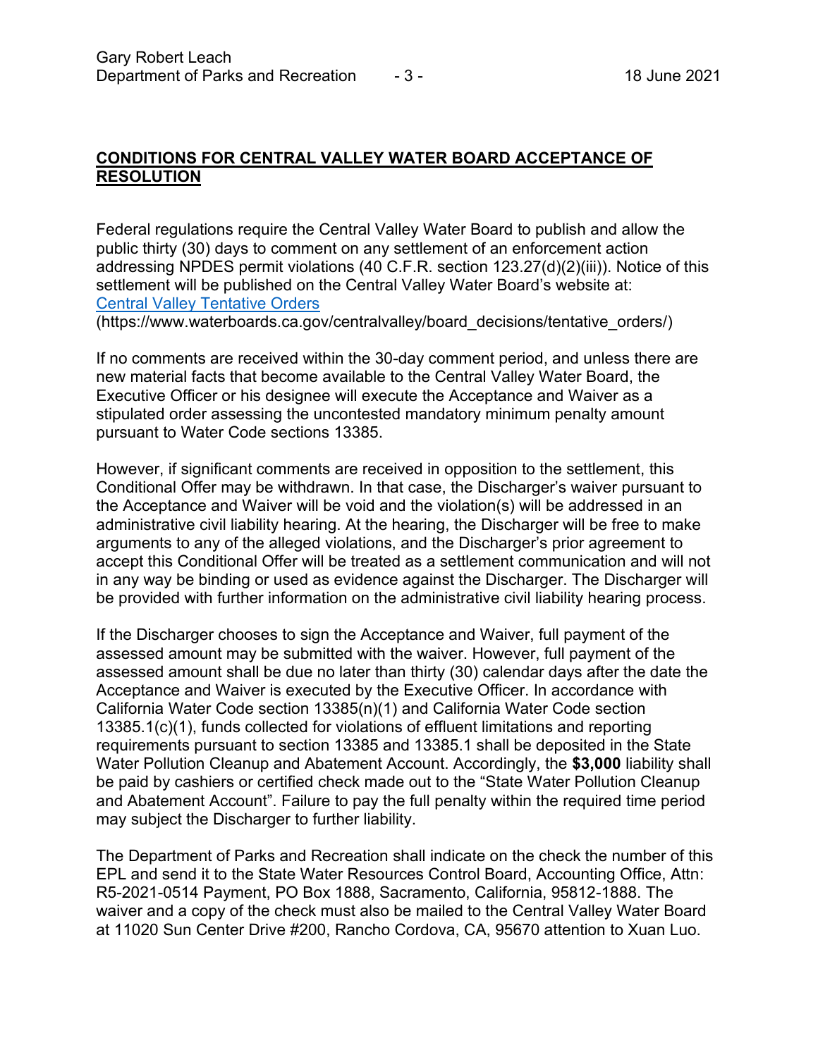## **CONDITIONS FOR CENTRAL VALLEY WATER BOARD ACCEPTANCE OF RESOLUTION**

Federal regulations require the Central Valley Water Board to publish and allow the public thirty (30) days to comment on any settlement of an enforcement action addressing NPDES permit violations (40 C.F.R. section 123.27(d)(2)(iii)). Notice of this settlement will be published on the Central Valley Water Board's website at: [Central Valley Tentative Orders](https://www.waterboards.ca.gov/centralvalley/board_decisions/tentative_orders/) (https://www.waterboards.ca.gov/centralvalley/board_decisions/tentative_orders/)

If no comments are received within the 30-day comment period, and unless there are new material facts that become available to the Central Valley Water Board, the Executive Officer or his designee will execute the Acceptance and Waiver as a stipulated order assessing the uncontested mandatory minimum penalty amount pursuant to Water Code sections 13385.

However, if significant comments are received in opposition to the settlement, this Conditional Offer may be withdrawn. In that case, the Discharger's waiver pursuant to the Acceptance and Waiver will be void and the violation(s) will be addressed in an administrative civil liability hearing. At the hearing, the Discharger will be free to make arguments to any of the alleged violations, and the Discharger's prior agreement to accept this Conditional Offer will be treated as a settlement communication and will not in any way be binding or used as evidence against the Discharger. The Discharger will be provided with further information on the administrative civil liability hearing process.

If the Discharger chooses to sign the Acceptance and Waiver, full payment of the assessed amount may be submitted with the waiver. However, full payment of the assessed amount shall be due no later than thirty (30) calendar days after the date the Acceptance and Waiver is executed by the Executive Officer. In accordance with California Water Code section 13385(n)(1) and California Water Code section 13385.1(c)(1), funds collected for violations of effluent limitations and reporting requirements pursuant to section 13385 and 13385.1 shall be deposited in the State Water Pollution Cleanup and Abatement Account. Accordingly, the **$3,000** liability shall be paid by cashiers or certified check made out to the "State Water Pollution Cleanup and Abatement Account". Failure to pay the full penalty within the required time period may subject the Discharger to further liability.

The Department of Parks and Recreation shall indicate on the check the number of this EPL and send it to the State Water Resources Control Board, Accounting Office, Attn: R5-2021-0514 Payment, PO Box 1888, Sacramento, California, 95812-1888. The waiver and a copy of the check must also be mailed to the Central Valley Water Board at 11020 Sun Center Drive #200, Rancho Cordova, CA, 95670 attention to Xuan Luo.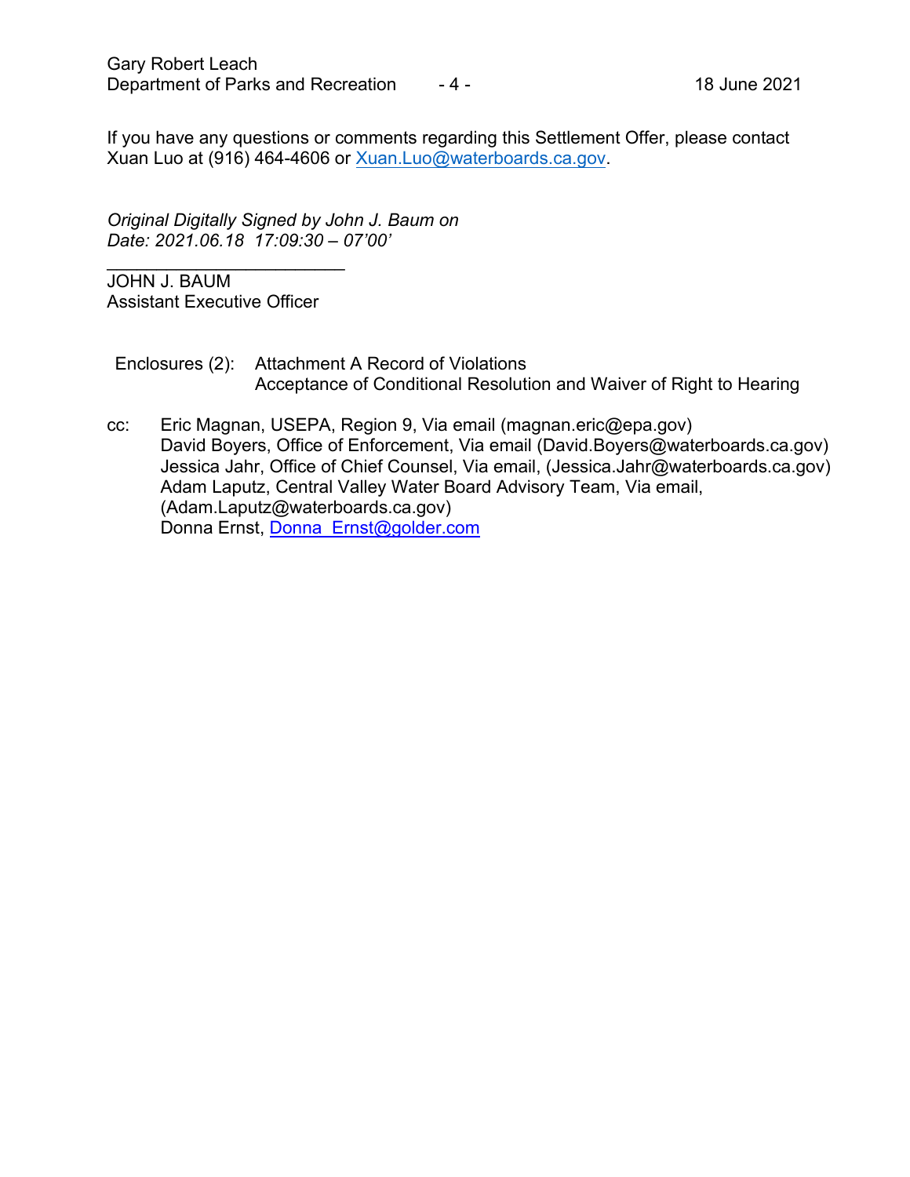If you have any questions or comments regarding this Settlement Offer, please contact Xuan Luo at (916) 464-4606 or Xuan.Luo@waterboards.ca.gov.

*Original Digitally Signed by John J. Baum on*
*Date: 2021.06.18 17:09:30 – 07'00'*

\_\_\_\_\_\_\_\_\_\_\_\_\_\_\_\_\_\_\_\_\_\_\_\_

JOHN J. BAUM
Assistant Executive Officer

Enclosures (2): Attachment A Record of Violations
Acceptance of Conditional Resolution and Waiver of Right to Hearing

cc: Eric Magnan, USEPA, Region 9, Via email (magnan.eric@epa.gov)
David Boyers, Office of Enforcement, Via email (David.Boyers@waterboards.ca.gov)
Jessica Jahr, Office of Chief Counsel, Via email, (Jessica.Jahr@waterboards.ca.gov)
Adam Laputz, Central Valley Water Board Advisory Team, Via email, (Adam.Laputz@waterboards.ca.gov)
Donna Ernst, Donna_Ernst@golder.com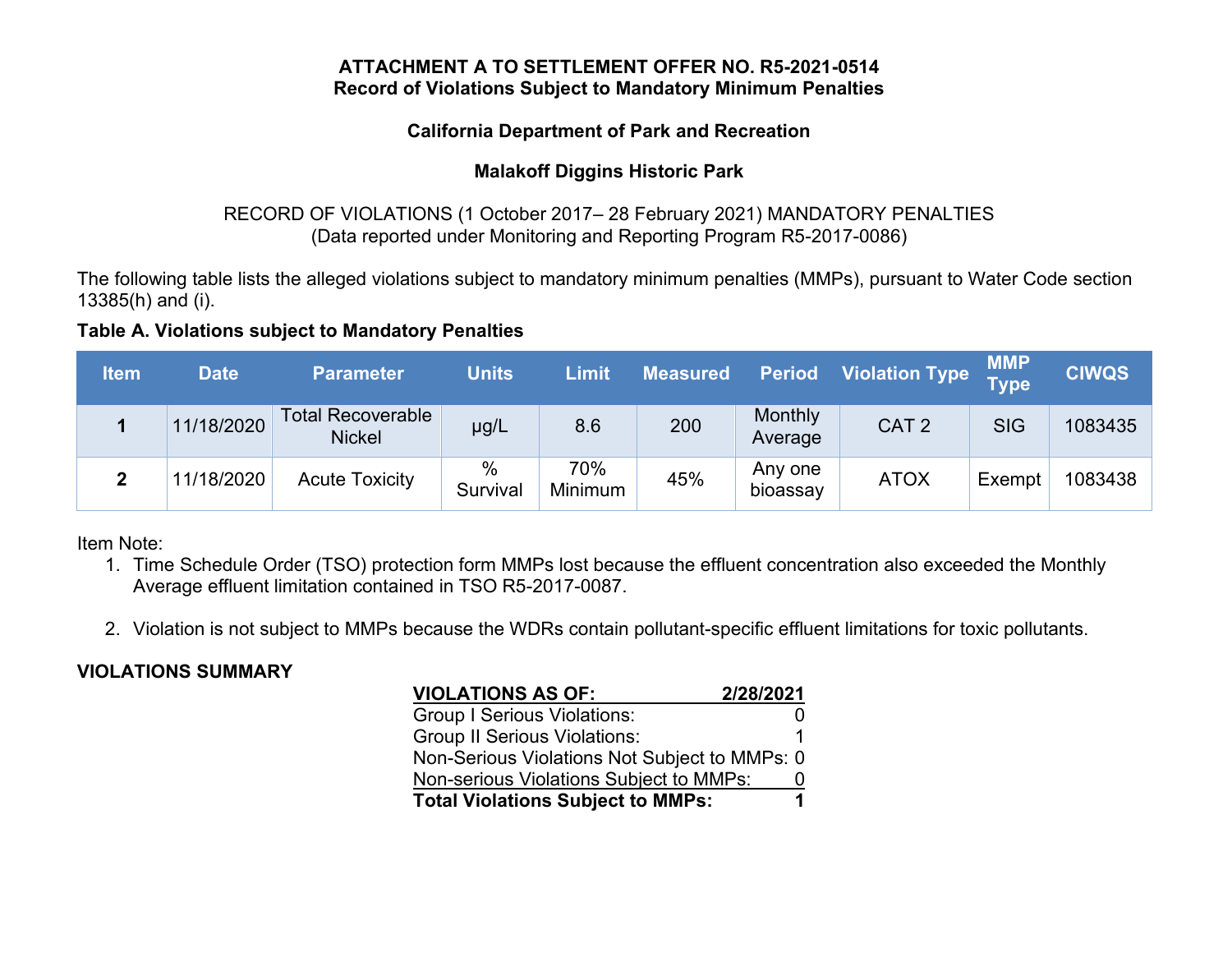**ATTACHMENT A TO SETTLEMENT OFFER NO. R5-2021-0514**
**Record of Violations Subject to Mandatory Minimum Penalties**

**California Department of Park and Recreation**

**Malakoff Diggins Historic Park**

RECORD OF VIOLATIONS (1 October 2017– 28 February 2021) MANDATORY PENALTIES
(Data reported under Monitoring and Reporting Program R5-2017-0086)

The following table lists the alleged violations subject to mandatory minimum penalties (MMPs), pursuant to Water Code section 13385(h) and (i).

**Table A. Violations subject to Mandatory Penalties**

| Item | Date | Parameter | Units | Limit | Measured | Period | Violation Type | MMP Type | CIWQS |
|---|---|---|---|---|---|---|---|---|---|
| **1** | 11/18/2020 | Total Recoverable Nickel | µg/L | 8.6 | 200 | Monthly Average | CAT 2 | SIG | 1083435 |
| **2** | 11/18/2020 | Acute Toxicity | % Survival | 70% Minimum | 45% | Any one bioassay | ATOX | Exempt | 1083438 |

Item Note:

1. Time Schedule Order (TSO) protection form MMPs lost because the effluent concentration also exceeded the Monthly Average effluent limitation contained in TSO R5-2017-0087.

2. Violation is not subject to MMPs because the WDRs contain pollutant-specific effluent limitations for toxic pollutants.

**VIOLATIONS SUMMARY**

| **VIOLATIONS AS OF:** | **2/28/2021** |
|---|---|
| Group I Serious Violations: | 0 |
| Group II Serious Violations: | 1 |
| Non-Serious Violations Not Subject to MMPs: | 0 |
| Non-serious Violations Subject to MMPs: | 0 |
| **Total Violations Subject to MMPs:** | **1** |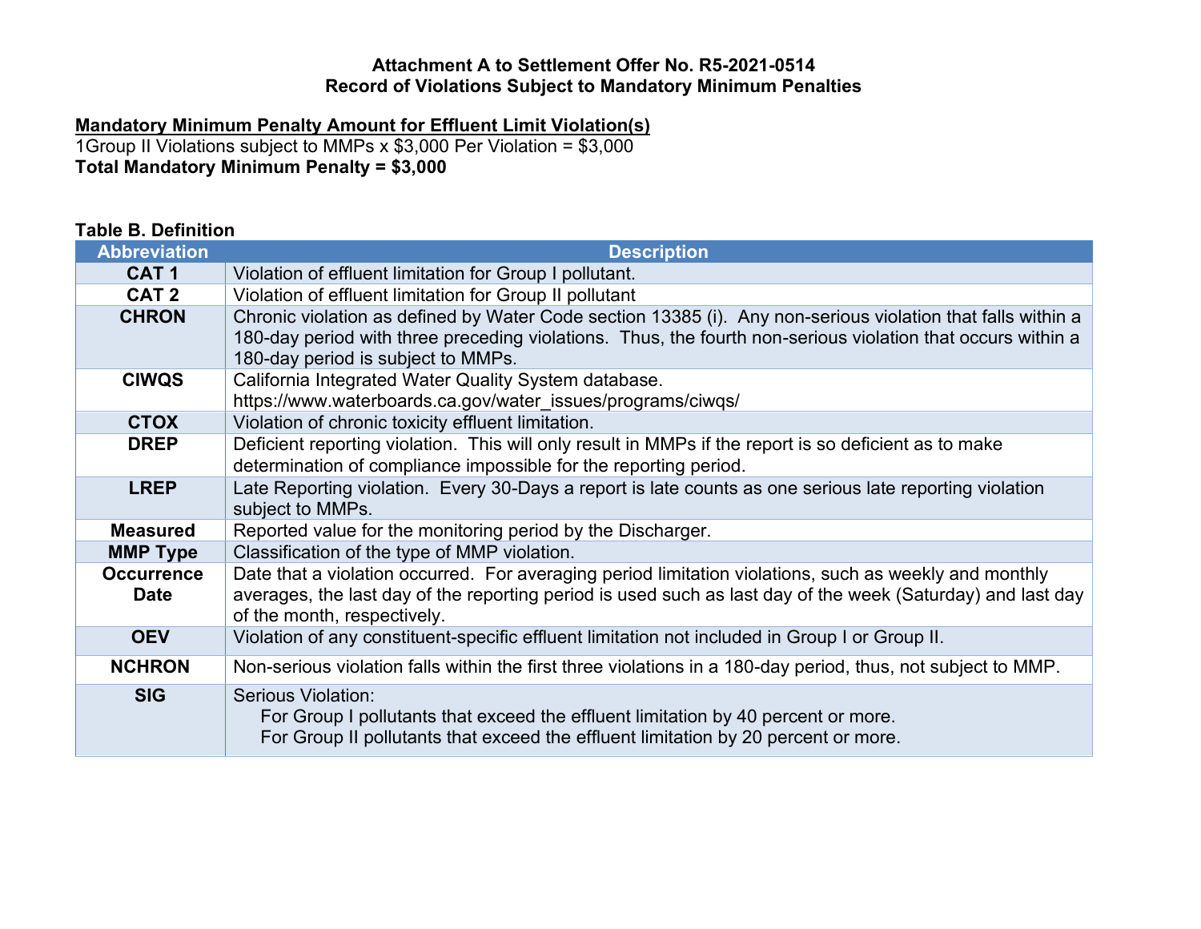# Attachment A to Settlement Offer No. R5-2021-0514
# Record of Violations Subject to Mandatory Minimum Penalties

**Mandatory Minimum Penalty Amount for Effluent Limit Violation(s)**

1Group II Violations subject to MMPs x $3,000 Per Violation = $3,000

**Total Mandatory Minimum Penalty = $3,000**

**Table B. Definition**

| Abbreviation | Description |
|---|---|
| **CAT 1** | Violation of effluent limitation for Group I pollutant. |
| **CAT 2** | Violation of effluent limitation for Group II pollutant |
| **CHRON** | Chronic violation as defined by Water Code section 13385 (i). Any non-serious violation that falls within a 180-day period with three preceding violations. Thus, the fourth non-serious violation that occurs within a 180-day period is subject to MMPs. |
| **CIWQS** | California Integrated Water Quality System database. https://www.waterboards.ca.gov/water_issues/programs/ciwqs/ |
| **CTOX** | Violation of chronic toxicity effluent limitation. |
| **DREP** | Deficient reporting violation. This will only result in MMPs if the report is so deficient as to make determination of compliance impossible for the reporting period. |
| **LREP** | Late Reporting violation. Every 30-Days a report is late counts as one serious late reporting violation subject to MMPs. |
| **Measured** | Reported value for the monitoring period by the Discharger. |
| **MMP Type** | Classification of the type of MMP violation. |
| **Occurrence Date** | Date that a violation occurred. For averaging period limitation violations, such as weekly and monthly averages, the last day of the reporting period is used such as last day of the week (Saturday) and last day of the month, respectively. |
| **OEV** | Violation of any constituent-specific effluent limitation not included in Group I or Group II. |
| **NCHRON** | Non-serious violation falls within the first three violations in a 180-day period, thus, not subject to MMP. |
| **SIG** | Serious Violation: For Group I pollutants that exceed the effluent limitation by 40 percent or more. For Group II pollutants that exceed the effluent limitation by 20 percent or more. |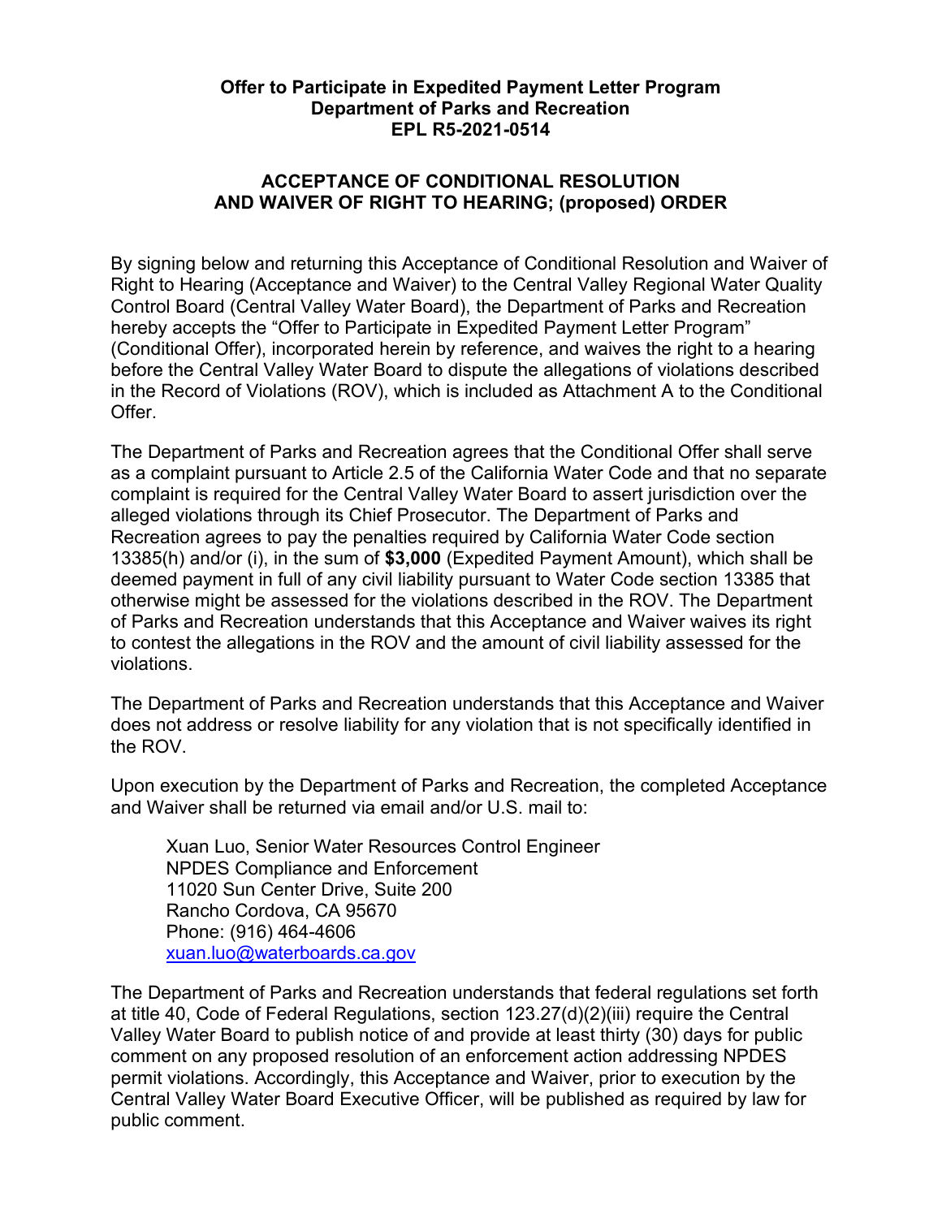**Offer to Participate in Expedited Payment Letter Program**
**Department of Parks and Recreation**
**EPL R5-2021-0514**

## ACCEPTANCE OF CONDITIONAL RESOLUTION AND WAIVER OF RIGHT TO HEARING; (proposed) ORDER

By signing below and returning this Acceptance of Conditional Resolution and Waiver of Right to Hearing (Acceptance and Waiver) to the Central Valley Regional Water Quality Control Board (Central Valley Water Board), the Department of Parks and Recreation hereby accepts the "Offer to Participate in Expedited Payment Letter Program" (Conditional Offer), incorporated herein by reference, and waives the right to a hearing before the Central Valley Water Board to dispute the allegations of violations described in the Record of Violations (ROV), which is included as Attachment A to the Conditional Offer.

The Department of Parks and Recreation agrees that the Conditional Offer shall serve as a complaint pursuant to Article 2.5 of the California Water Code and that no separate complaint is required for the Central Valley Water Board to assert jurisdiction over the alleged violations through its Chief Prosecutor. The Department of Parks and Recreation agrees to pay the penalties required by California Water Code section 13385(h) and/or (i), in the sum of **$3,000** (Expedited Payment Amount), which shall be deemed payment in full of any civil liability pursuant to Water Code section 13385 that otherwise might be assessed for the violations described in the ROV. The Department of Parks and Recreation understands that this Acceptance and Waiver waives its right to contest the allegations in the ROV and the amount of civil liability assessed for the violations.

The Department of Parks and Recreation understands that this Acceptance and Waiver does not address or resolve liability for any violation that is not specifically identified in the ROV.

Upon execution by the Department of Parks and Recreation, the completed Acceptance and Waiver shall be returned via email and/or U.S. mail to:

Xuan Luo, Senior Water Resources Control Engineer
NPDES Compliance and Enforcement
11020 Sun Center Drive, Suite 200
Rancho Cordova, CA 95670
Phone: (916) 464-4606
xuan.luo@waterboards.ca.gov

The Department of Parks and Recreation understands that federal regulations set forth at title 40, Code of Federal Regulations, section 123.27(d)(2)(iii) require the Central Valley Water Board to publish notice of and provide at least thirty (30) days for public comment on any proposed resolution of an enforcement action addressing NPDES permit violations. Accordingly, this Acceptance and Waiver, prior to execution by the Central Valley Water Board Executive Officer, will be published as required by law for public comment.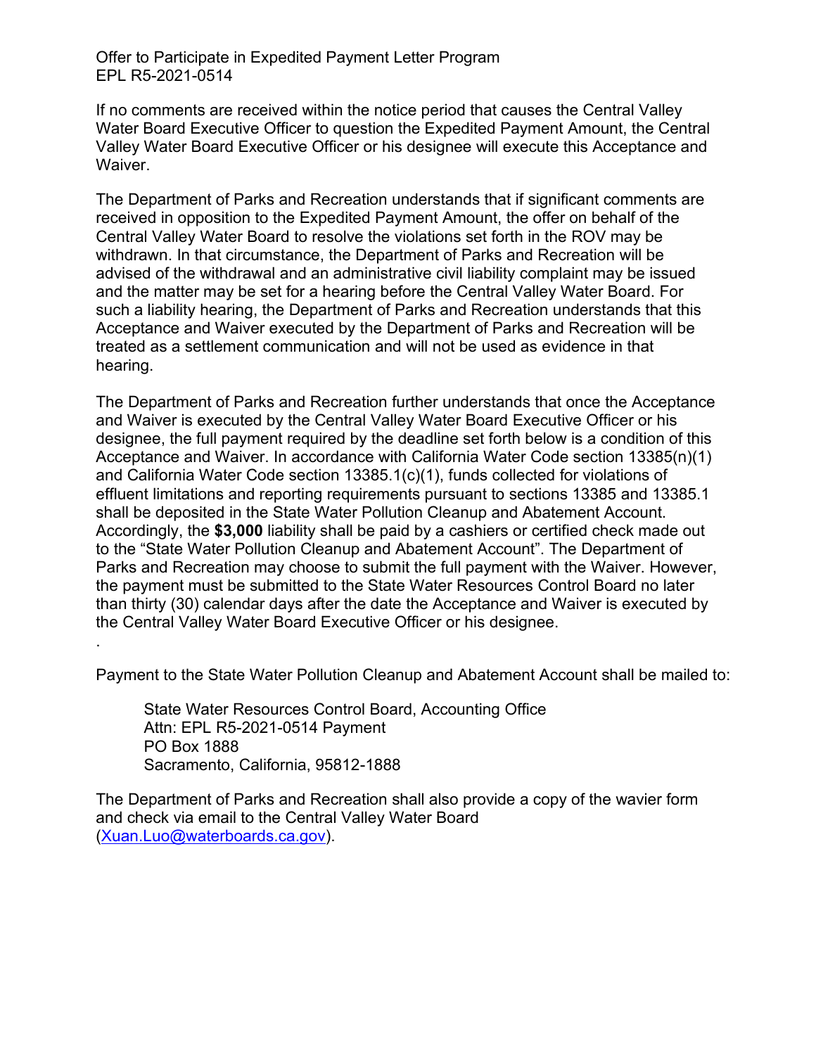If no comments are received within the notice period that causes the Central Valley Water Board Executive Officer to question the Expedited Payment Amount, the Central Valley Water Board Executive Officer or his designee will execute this Acceptance and Waiver.

The Department of Parks and Recreation understands that if significant comments are received in opposition to the Expedited Payment Amount, the offer on behalf of the Central Valley Water Board to resolve the violations set forth in the ROV may be withdrawn. In that circumstance, the Department of Parks and Recreation will be advised of the withdrawal and an administrative civil liability complaint may be issued and the matter may be set for a hearing before the Central Valley Water Board. For such a liability hearing, the Department of Parks and Recreation understands that this Acceptance and Waiver executed by the Department of Parks and Recreation will be treated as a settlement communication and will not be used as evidence in that hearing.

The Department of Parks and Recreation further understands that once the Acceptance and Waiver is executed by the Central Valley Water Board Executive Officer or his designee, the full payment required by the deadline set forth below is a condition of this Acceptance and Waiver. In accordance with California Water Code section 13385(n)(1) and California Water Code section 13385.1(c)(1), funds collected for violations of effluent limitations and reporting requirements pursuant to sections 13385 and 13385.1 shall be deposited in the State Water Pollution Cleanup and Abatement Account. Accordingly, the **$3,000** liability shall be paid by a cashiers or certified check made out to the "State Water Pollution Cleanup and Abatement Account". The Department of Parks and Recreation may choose to submit the full payment with the Waiver. However, the payment must be submitted to the State Water Resources Control Board no later than thirty (30) calendar days after the date the Acceptance and Waiver is executed by the Central Valley Water Board Executive Officer or his designee.

.

Payment to the State Water Pollution Cleanup and Abatement Account shall be mailed to:

> State Water Resources Control Board, Accounting Office
> Attn: EPL R5-2021-0514 Payment
> PO Box 1888
> Sacramento, California, 95812-1888

The Department of Parks and Recreation shall also provide a copy of the wavier form and check via email to the Central Valley Water Board (Xuan.Luo@waterboards.ca.gov).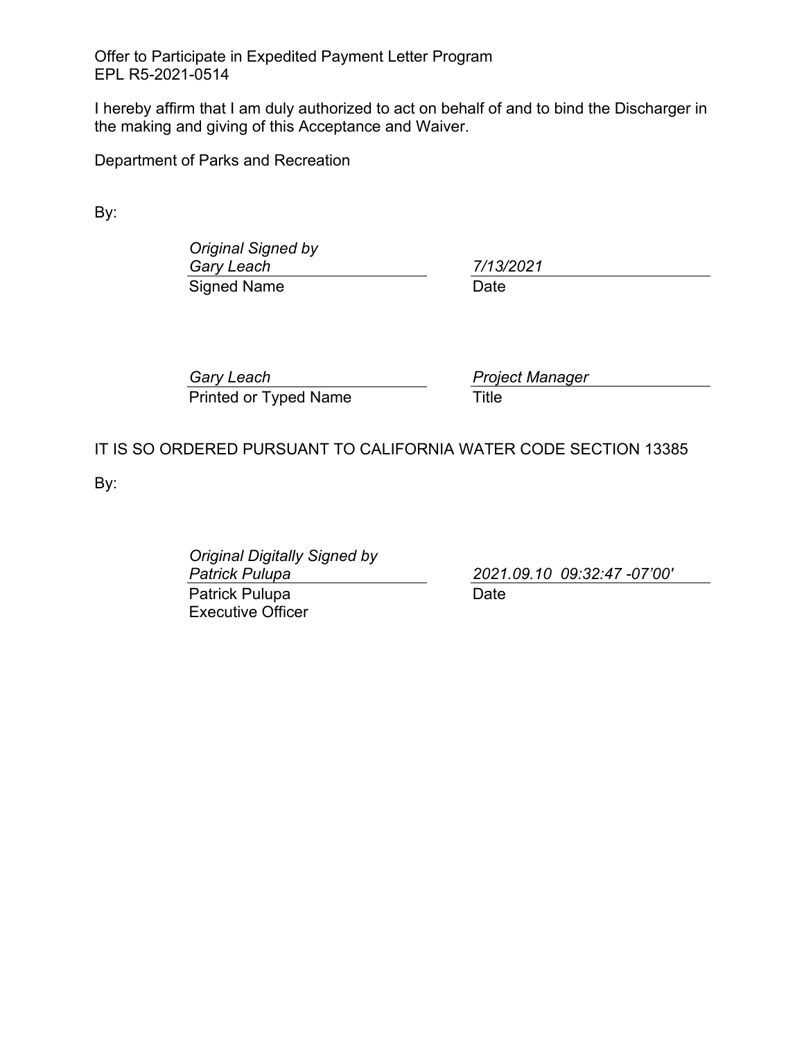Offer to Participate in Expedited Payment Letter Program
EPL R5-2021-0514

I hereby affirm that I am duly authorized to act on behalf of and to bind the Discharger in the making and giving of this Acceptance and Waiver.

Department of Parks and Recreation

By:

| | |
|---|---|
| *Original Signed by Gary Leach* | *7/13/2021* |
| Signed Name | Date |
| *Gary Leach* | *Project Manager* |
| Printed or Typed Name | Title |

IT IS SO ORDERED PURSUANT TO CALIFORNIA WATER CODE SECTION 13385

By:

| | |
|---|---|
| *Original Digitally Signed by Patrick Pulupa* | *2021.09.10 09:32:47 -07'00'* |
| Patrick Pulupa<br>Executive Officer | Date |